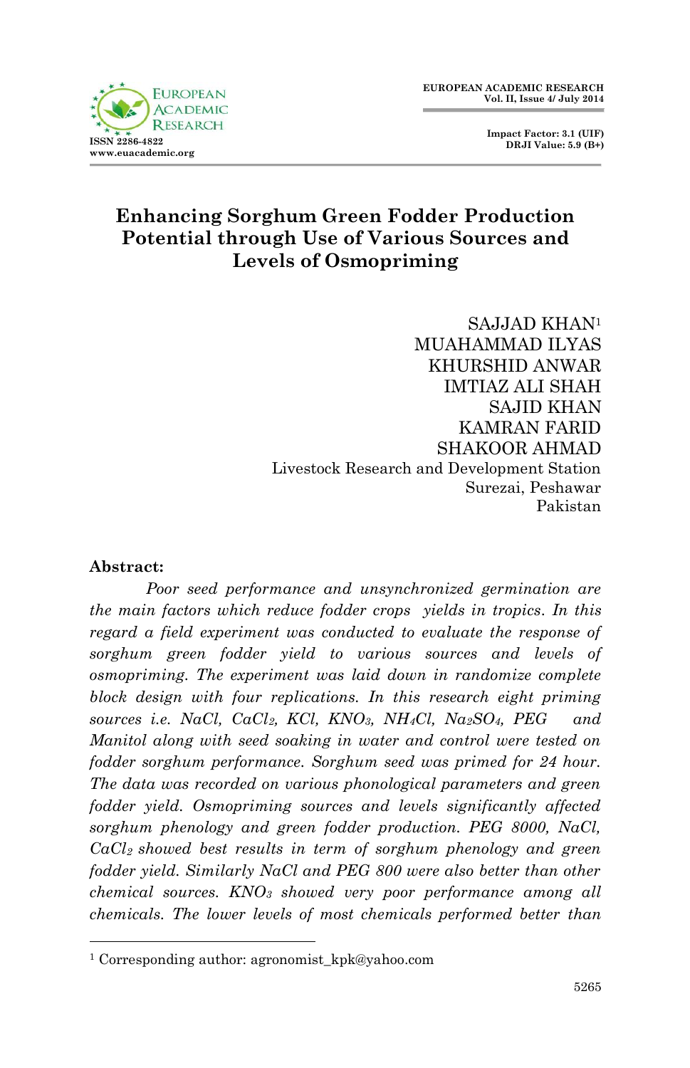# Enhancing Sorghum Green Fodder Production Potential through Use of Various Sources and Levels of Osmopriming

SAJJAD KHAN[1]
MUAHAMMAD ILYAS
KHURSHID ANWAR
IMTIAZ ALI SHAH
SAJID KHAN
KAMRAN FARID
SHAKOOR AHMAD
Livestock Research and Development Station
Surezai, Peshawar
Pakistan

**Abstract:**

*Poor seed performance and unsynchronized germination are the main factors which reduce fodder crops yields in tropics. In this regard a field experiment was conducted to evaluate the response of sorghum green fodder yield to various sources and levels of osmopriming. The experiment was laid down in randomize complete block design with four replications. In this research eight priming sources i.e. NaCl, $CaCl_2$, KCl, $KNO_3$, $NH_4Cl$, $Na_2SO_4$, PEG and Manitol along with seed soaking in water and control were tested on fodder sorghum performance. Sorghum seed was primed for 24 hour. The data was recorded on various phonological parameters and green fodder yield. Osmopriming sources and levels significantly affected sorghum phenology and green fodder production. PEG 8000, NaCl, $CaCl_2$ showed best results in term of sorghum phenology and green fodder yield. Similarly NaCl and PEG 800 were also better than other chemical sources. $KNO_3$ showed very poor performance among all chemicals. The lower levels of most chemicals performed better than*

[1] Corresponding author: agronomist_kpk@yahoo.com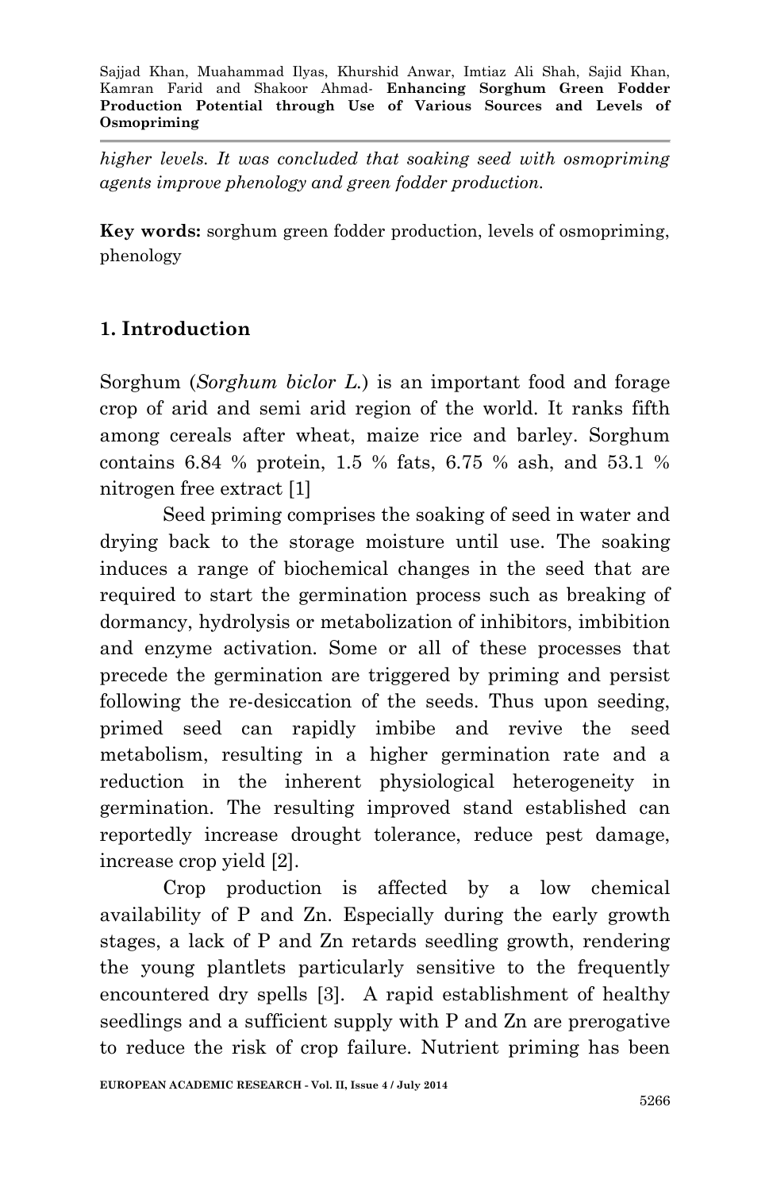*higher levels. It was concluded that soaking seed with osmopriming agents improve phenology and green fodder production.*

**Key words:** sorghum green fodder production, levels of osmopriming, phenology

## 1. Introduction

Sorghum (*Sorghum biclor L.*) is an important food and forage crop of arid and semi arid region of the world. It ranks fifth among cereals after wheat, maize rice and barley. Sorghum contains 6.84 % protein, 1.5 % fats, 6.75 % ash, and 53.1 % nitrogen free extract [1]

Seed priming comprises the soaking of seed in water and drying back to the storage moisture until use. The soaking induces a range of biochemical changes in the seed that are required to start the germination process such as breaking of dormancy, hydrolysis or metabolization of inhibitors, imbibition and enzyme activation. Some or all of these processes that precede the germination are triggered by priming and persist following the re-desiccation of the seeds. Thus upon seeding, primed seed can rapidly imbibe and revive the seed metabolism, resulting in a higher germination rate and a reduction in the inherent physiological heterogeneity in germination. The resulting improved stand established can reportedly increase drought tolerance, reduce pest damage, increase crop yield [2].

Crop production is affected by a low chemical availability of P and Zn. Especially during the early growth stages, a lack of P and Zn retards seedling growth, rendering the young plantlets particularly sensitive to the frequently encountered dry spells [3]. A rapid establishment of healthy seedlings and a sufficient supply with P and Zn are prerogative to reduce the risk of crop failure. Nutrient priming has been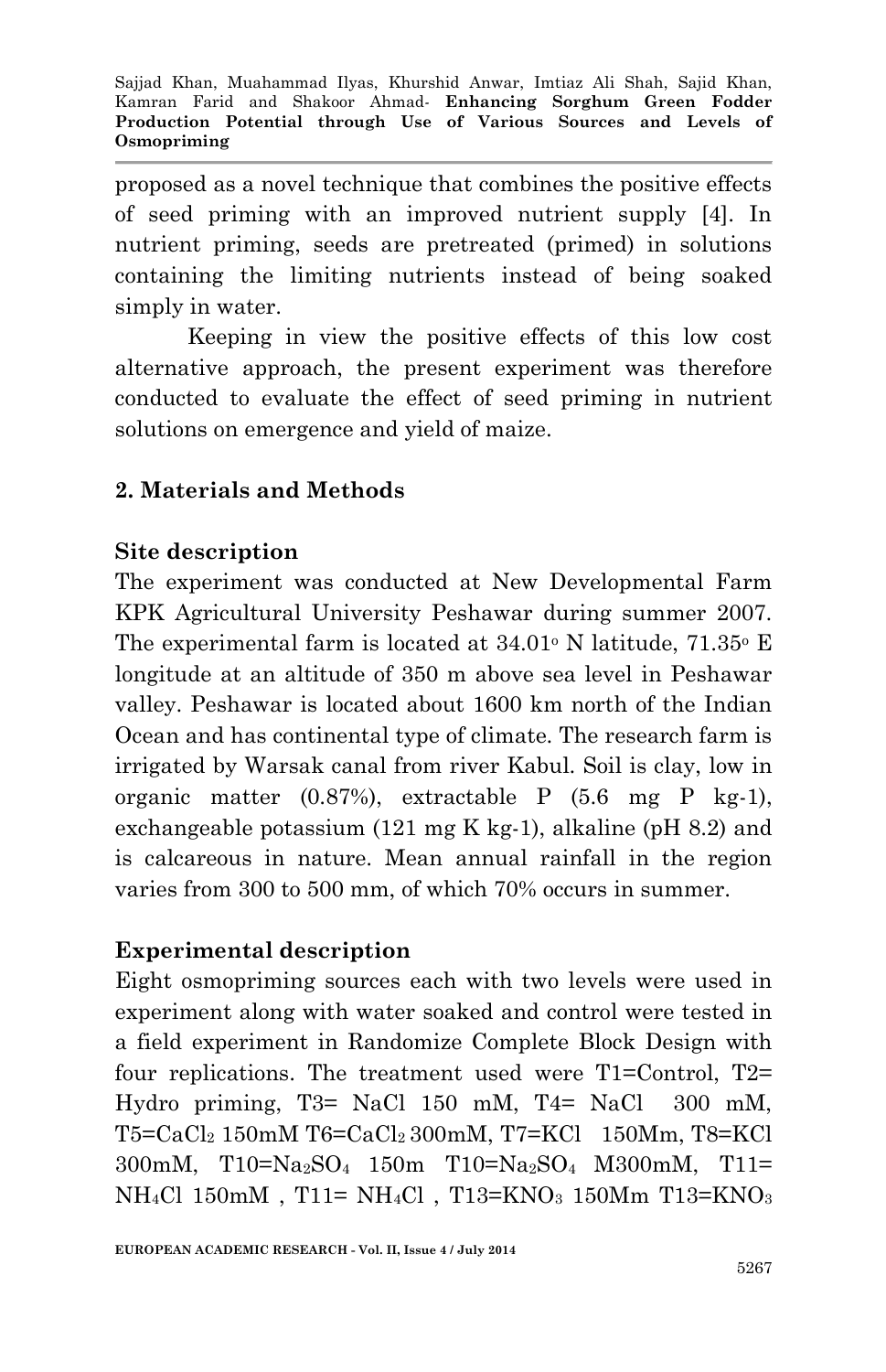proposed as a novel technique that combines the positive effects of seed priming with an improved nutrient supply [4]. In nutrient priming, seeds are pretreated (primed) in solutions containing the limiting nutrients instead of being soaked simply in water.

Keeping in view the positive effects of this low cost alternative approach, the present experiment was therefore conducted to evaluate the effect of seed priming in nutrient solutions on emergence and yield of maize.

## 2. Materials and Methods

### Site description

The experiment was conducted at New Developmental Farm KPK Agricultural University Peshawar during summer 2007. The experimental farm is located at 34.01$^{o}$ N latitude, 71.35$^{o}$ E longitude at an altitude of 350 m above sea level in Peshawar valley. Peshawar is located about 1600 km north of the Indian Ocean and has continental type of climate. The research farm is irrigated by Warsak canal from river Kabul. Soil is clay, low in organic matter (0.87%), extractable P (5.6 mg P kg-1), exchangeable potassium (121 mg K kg-1), alkaline (pH 8.2) and is calcareous in nature. Mean annual rainfall in the region varies from 300 to 500 mm, of which 70% occurs in summer.

### Experimental description

Eight osmopriming sources each with two levels were used in experiment along with water soaked and control were tested in a field experiment in Randomize Complete Block Design with four replications. The treatment used were T1=Control, T2= Hydro priming, T3= NaCl 150 mM, T4= NaCl 300 mM, T5=$CaCl_2$ 150mM T6=$CaCl_2$ 300mM, T7=KCl 150Mm, T8=KCl 300mM, T10=$Na_2SO_4$ 150m T10=$Na_2SO_4$ M300mM, T11= $NH_4Cl$ 150mM , T11= $NH_4Cl$ , T13=$KNO_3$ 150Mm T13=$KNO_3$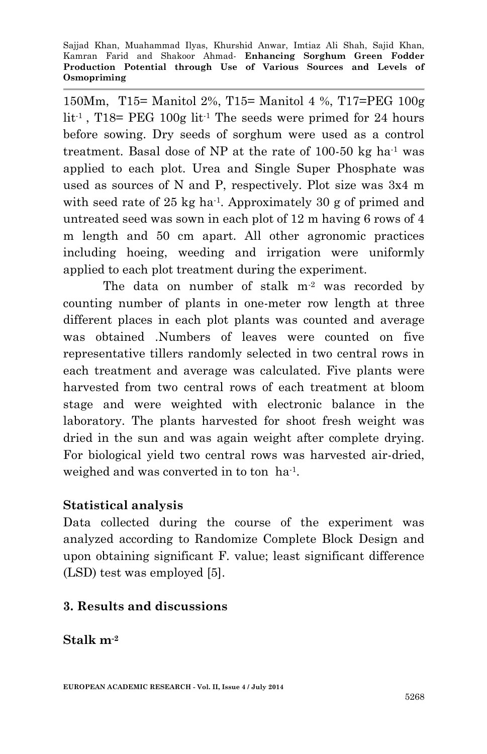150Mm, T15= Manitol 2%, T15= Manitol 4 %, T17=PEG 100g lit$^{-1}$ , T18= PEG 100g lit$^{-1}$ The seeds were primed for 24 hours before sowing. Dry seeds of sorghum were used as a control treatment. Basal dose of NP at the rate of 100-50 kg ha$^{-1}$ was applied to each plot. Urea and Single Super Phosphate was used as sources of N and P, respectively. Plot size was 3x4 m with seed rate of 25 kg ha$^{-1}$. Approximately 30 g of primed and untreated seed was sown in each plot of 12 m having 6 rows of 4 m length and 50 cm apart. All other agronomic practices including hoeing, weeding and irrigation were uniformly applied to each plot treatment during the experiment.

The data on number of stalk m$^{-2}$ was recorded by counting number of plants in one-meter row length at three different places in each plot plants was counted and average was obtained .Numbers of leaves were counted on five representative tillers randomly selected in two central rows in each treatment and average was calculated. Five plants were harvested from two central rows of each treatment at bloom stage and were weighted with electronic balance in the laboratory. The plants harvested for shoot fresh weight was dried in the sun and was again weight after complete drying. For biological yield two central rows was harvested air-dried, weighed and was converted in to ton ha$^{-1}$.

## Statistical analysis

Data collected during the course of the experiment was analyzed according to Randomize Complete Block Design and upon obtaining significant F. value; least significant difference (LSD) test was employed [5].

## 3. Results and discussions

### Stalk m$^{-2}$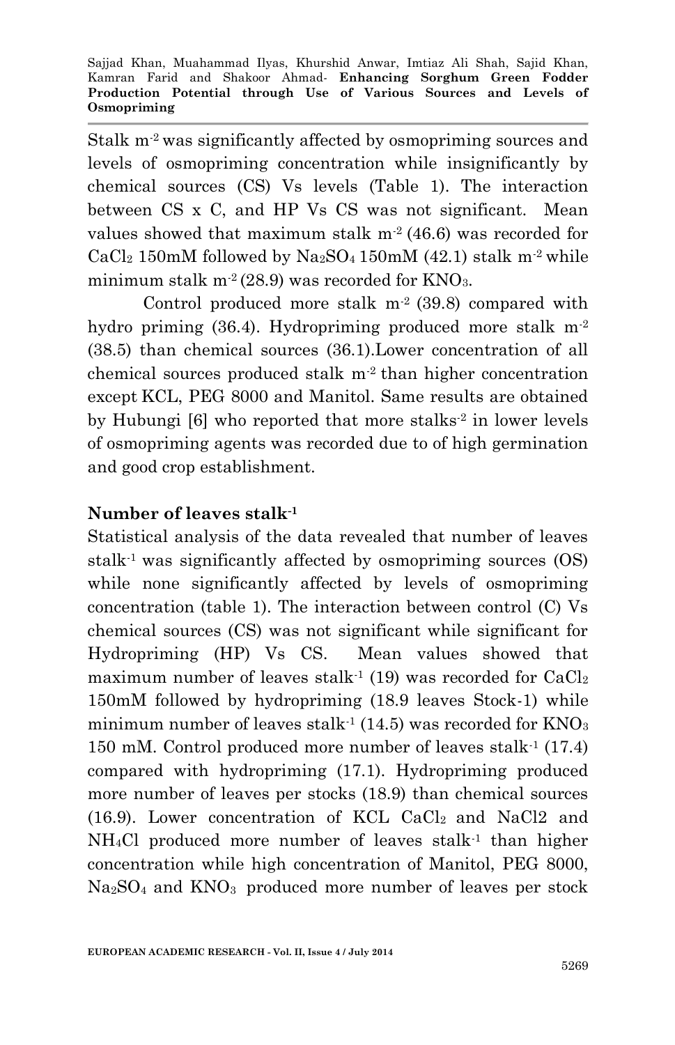Stalk $m^{-2}$ was significantly affected by osmopriming sources and levels of osmopriming concentration while insignificantly by chemical sources (CS) Vs levels (Table 1). The interaction between CS x C, and HP Vs CS was not significant. Mean values showed that maximum stalk $m^{-2}$ (46.6) was recorded for $CaCl_2$ 150mM followed by $Na_2SO_4$ 150mM (42.1) stalk $m^{-2}$ while minimum stalk $m^{-2}$ (28.9) was recorded for $KNO_3$.

Control produced more stalk $m^{-2}$ (39.8) compared with hydro priming (36.4). Hydropriming produced more stalk $m^{-2}$ (38.5) than chemical sources (36.1).Lower concentration of all chemical sources produced stalk $m^{-2}$ than higher concentration except KCL, PEG 8000 and Manitol. Same results are obtained by Hubungi [6] who reported that more stalks$^{-2}$ in lower levels of osmopriming agents was recorded due to of high germination and good crop establishment.

### Number of leaves stalk$^{-1}$

Statistical analysis of the data revealed that number of leaves stalk$^{-1}$ was significantly affected by osmopriming sources (OS) while none significantly affected by levels of osmopriming concentration (table 1). The interaction between control (C) Vs chemical sources (CS) was not significant while significant for Hydropriming (HP) Vs CS. Mean values showed that maximum number of leaves stalk$^{-1}$ (19) was recorded for $CaCl_2$ 150mM followed by hydropriming (18.9 leaves Stock-1) while minimum number of leaves stalk$^{-1}$ (14.5) was recorded for $KNO_3$ 150 mM. Control produced more number of leaves stalk$^{-1}$ (17.4) compared with hydropriming (17.1). Hydropriming produced more number of leaves per stocks (18.9) than chemical sources (16.9). Lower concentration of KCL $CaCl_2$ and NaCl2 and $NH_4Cl$ produced more number of leaves stalk$^{-1}$ than higher concentration while high concentration of Manitol, PEG 8000, $Na_2SO_4$ and $KNO_3$ produced more number of leaves per stock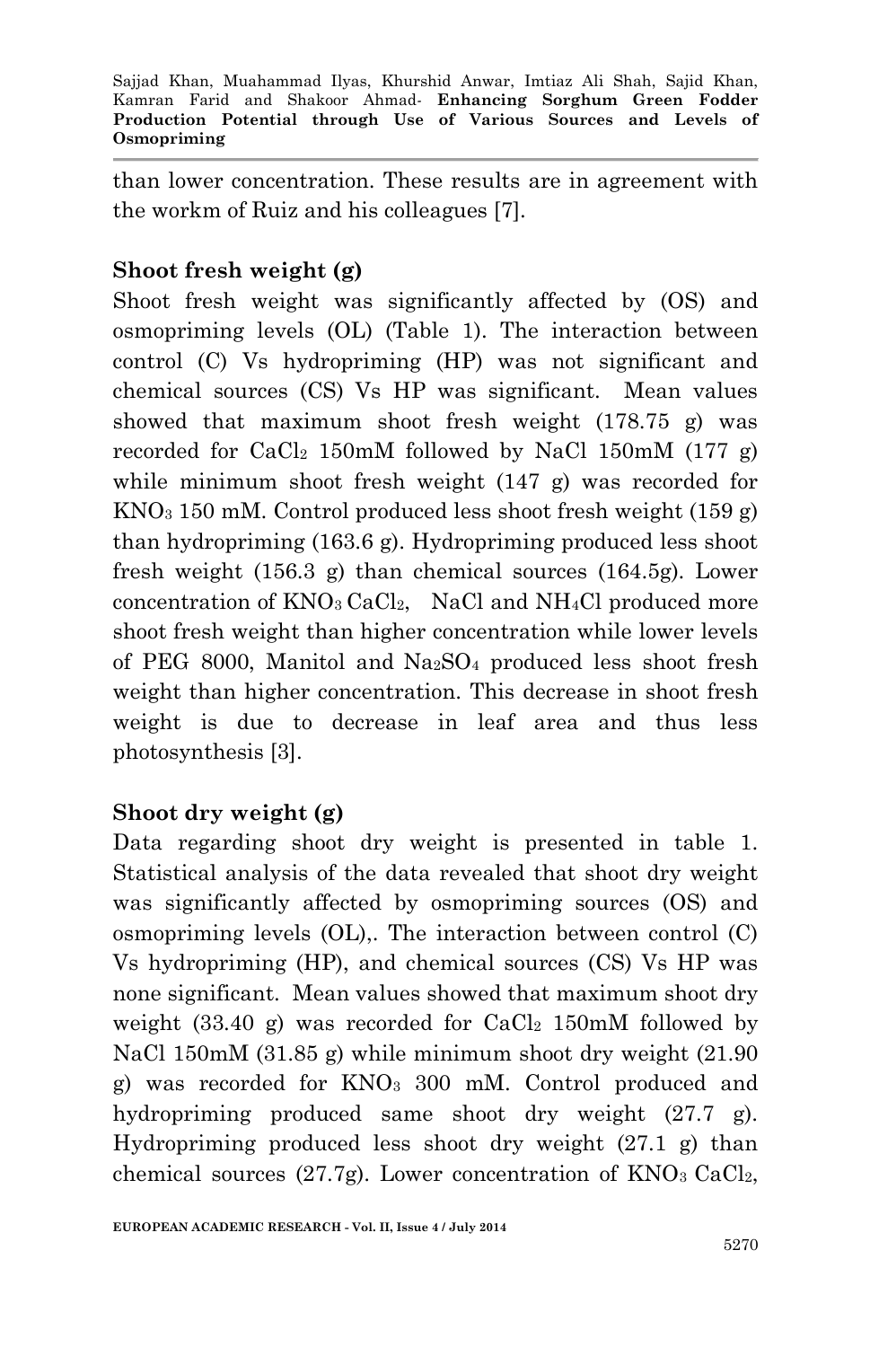than lower concentration. These results are in agreement with the workm of Ruiz and his colleagues [7].

### Shoot fresh weight (g)

Shoot fresh weight was significantly affected by (OS) and osmopriming levels (OL) (Table 1). The interaction between control (C) Vs hydropriming (HP) was not significant and chemical sources (CS) Vs HP was significant. Mean values showed that maximum shoot fresh weight (178.75 g) was recorded for $CaCl_2$ 150mM followed by NaCl 150mM (177 g) while minimum shoot fresh weight (147 g) was recorded for $KNO_3$ 150 mM. Control produced less shoot fresh weight (159 g) than hydropriming (163.6 g). Hydropriming produced less shoot fresh weight (156.3 g) than chemical sources (164.5g). Lower concentration of $KNO_3$ $CaCl_2$, NaCl and $NH_4Cl$ produced more shoot fresh weight than higher concentration while lower levels of PEG 8000, Manitol and $Na_2SO_4$ produced less shoot fresh weight than higher concentration. This decrease in shoot fresh weight is due to decrease in leaf area and thus less photosynthesis [3].

### Shoot dry weight (g)

Data regarding shoot dry weight is presented in table 1. Statistical analysis of the data revealed that shoot dry weight was significantly affected by osmopriming sources (OS) and osmopriming levels (OL),. The interaction between control (C) Vs hydropriming (HP), and chemical sources (CS) Vs HP was none significant. Mean values showed that maximum shoot dry weight (33.40 g) was recorded for $CaCl_2$ 150mM followed by NaCl 150mM (31.85 g) while minimum shoot dry weight (21.90 g) was recorded for $KNO_3$ 300 mM. Control produced and hydropriming produced same shoot dry weight (27.7 g). Hydropriming produced less shoot dry weight (27.1 g) than chemical sources (27.7g). Lower concentration of $KNO_3$ $CaCl_2$,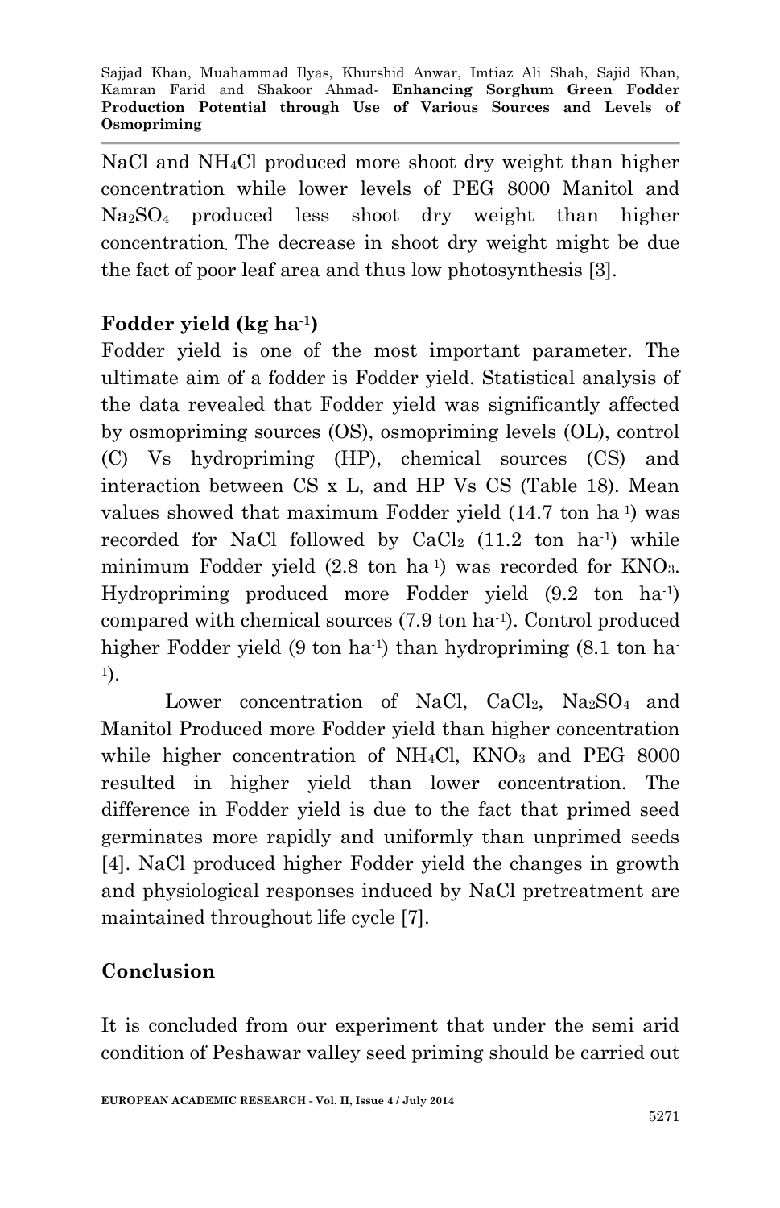NaCl and $NH_4Cl$ produced more shoot dry weight than higher concentration while lower levels of PEG 8000 Manitol and $Na_2SO_4$ produced less shoot dry weight than higher concentration. The decrease in shoot dry weight might be due the fact of poor leaf area and thus low photosynthesis [3].

## Fodder yield (kg ha$^{-1}$)

Fodder yield is one of the most important parameter. The ultimate aim of a fodder is Fodder yield. Statistical analysis of the data revealed that Fodder yield was significantly affected by osmopriming sources (OS), osmopriming levels (OL), control (C) Vs hydropriming (HP), chemical sources (CS) and interaction between CS x L, and HP Vs CS (Table 18). Mean values showed that maximum Fodder yield (14.7 ton ha$^{-1}$) was recorded for NaCl followed by $CaCl_2$ (11.2 ton ha$^{-1}$) while minimum Fodder yield (2.8 ton ha$^{-1}$) was recorded for $KNO_3$. Hydropriming produced more Fodder yield (9.2 ton ha$^{-1}$) compared with chemical sources (7.9 ton ha$^{-1}$). Control produced higher Fodder yield (9 ton ha$^{-1}$) than hydropriming (8.1 ton ha$^{-1}$).

Lower concentration of NaCl, $CaCl_2$, $Na_2SO_4$ and Manitol Produced more Fodder yield than higher concentration while higher concentration of $NH_4Cl$, $KNO_3$ and PEG 8000 resulted in higher yield than lower concentration. The difference in Fodder yield is due to the fact that primed seed germinates more rapidly and uniformly than unprimed seeds [4]. NaCl produced higher Fodder yield the changes in growth and physiological responses induced by NaCl pretreatment are maintained throughout life cycle [7].

## Conclusion

It is concluded from our experiment that under the semi arid condition of Peshawar valley seed priming should be carried out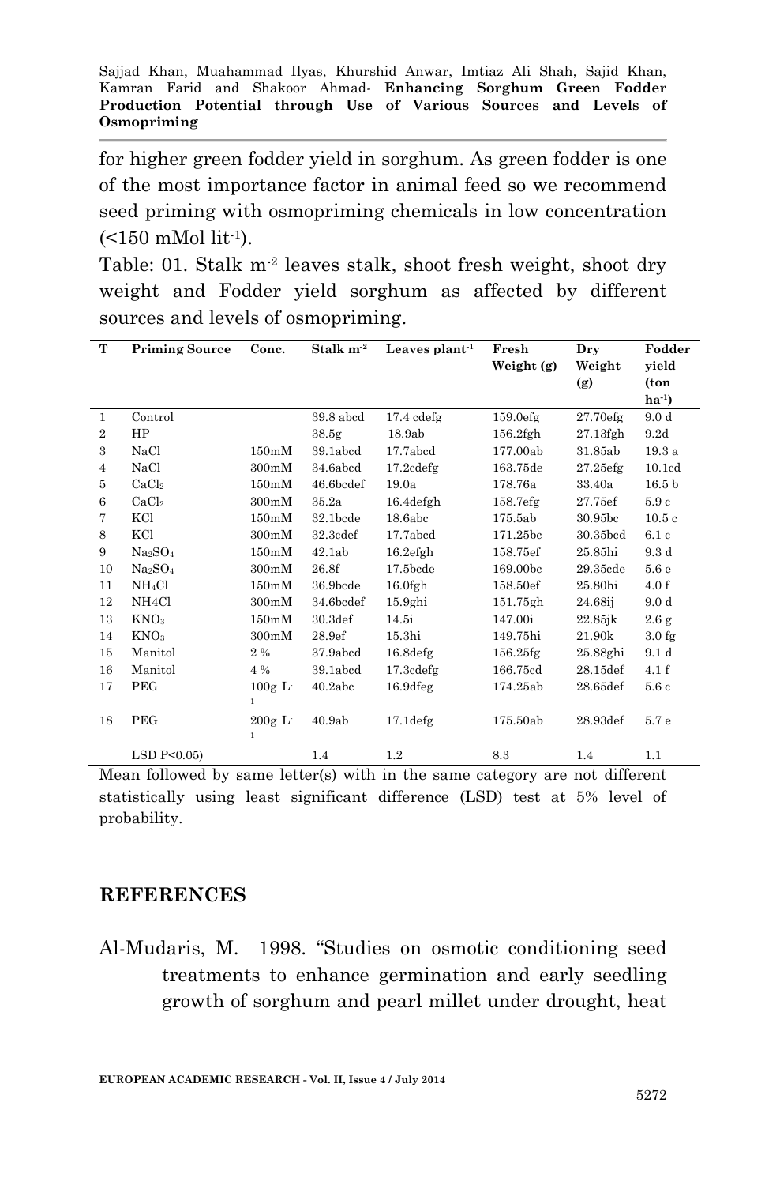for higher green fodder yield in sorghum. As green fodder is one of the most importance factor in animal feed so we recommend seed priming with osmopriming chemicals in low concentration (<150 mMol lit$^{-1}$).

Table: 01. Stalk m$^{-2}$ leaves stalk, shoot fresh weight, shoot dry weight and Fodder yield sorghum as affected by different sources and levels of osmopriming.

| T | Priming Source | Conc. | Stalk m$^{-2}$ | Leaves plant$^{-1}$ | Fresh Weight (g) | Dry Weight (g) | Fodder yield (ton ha$^{-1}$) |
|---|---|---|---|---|---|---|---|
| 1 | Control | | 39.8 abcd | 17.4 cdefg | 159.0efg | 27.70efg | 9.0 d |
| 2 | HP | | 38.5g | 18.9ab | 156.2fgh | 27.13fgh | 9.2d |
| 3 | NaCl | 150mM | 39.1abcd | 17.7abcd | 177.00ab | 31.85ab | 19.3 a |
| 4 | NaCl | 300mM | 34.6abcd | 17.2cdefg | 163.75de | 27.25efg | 10.1cd |
| 5 | $CaCl_2$ | 150mM | 46.6bcdef | 19.0a | 178.76a | 33.40a | 16.5 b |
| 6 | $CaCl_2$ | 300mM | 35.2a | 16.4defgh | 158.7efg | 27.75ef | 5.9 c |
| 7 | KCl | 150mM | 32.1bcde | 18.6abc | 175.5ab | 30.95bc | 10.5 c |
| 8 | KCl | 300mM | 32.3cdef | 17.7abcd | 171.25bc | 30.35bcd | 6.1 c |
| 9 | $Na_2SO_4$ | 150mM | 42.1ab | 16.2efgh | 158.75ef | 25.85hi | 9.3 d |
| 10 | $Na_2SO_4$ | 300mM | 26.8f | 17.5bcde | 169.00bc | 29.35cde | 5.6 e |
| 11 | $NH_4Cl$ | 150mM | 36.9bcde | 16.0fgh | 158.50ef | 25.80hi | 4.0 f |
| 12 | NH4Cl | 300mM | 34.6bcdef | 15.9ghi | 151.75gh | 24.68ij | 9.0 d |
| 13 | $KNO_3$ | 150mM | 30.3def | 14.5i | 147.00i | 22.85jk | 2.6 g |
| 14 | $KNO_3$ | 300mM | 28.9ef | 15.3hi | 149.75hi | 21.90k | 3.0 fg |
| 15 | Manitol | 2 % | 37.9abcd | 16.8defg | 156.25fg | 25.88ghi | 9.1 d |
| 16 | Manitol | 4 % | 39.1abcd | 17.3cdefg | 166.75cd | 28.15def | 4.1 f |
| 17 | PEG | 100g L$^{-1}$ | 40.2abc | 16.9dfeg | 174.25ab | 28.65def | 5.6 c |
| 18 | PEG | 200g L$^{-1}$ | 40.9ab | 17.1defg | 175.50ab | 28.93def | 5.7 e |
| | LSD P<0.05) | | 1.4 | 1.2 | 8.3 | 1.4 | 1.1 |

Mean followed by same letter(s) with in the same category are not different statistically using least significant difference (LSD) test at 5% level of probability.

## REFERENCES

Al-Mudaris, M. 1998. "Studies on osmotic conditioning seed treatments to enhance germination and early seedling growth of sorghum and pearl millet under drought, heat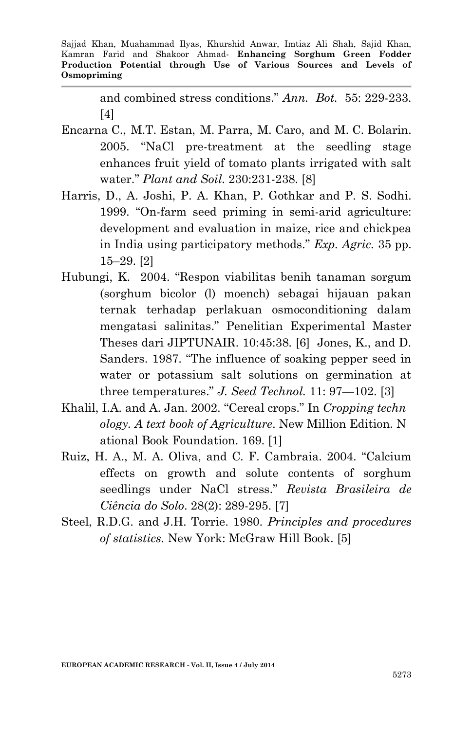and combined stress conditions." *Ann. Bot.* 55: 229-233. [4]

Encarna C., M.T. Estan, M. Parra, M. Caro, and M. C. Bolarin. 2005. "NaCl pre-treatment at the seedling stage enhances fruit yield of tomato plants irrigated with salt water." *Plant and Soil*. 230:231-238. [8]

Harris, D., A. Joshi, P. A. Khan, P. Gothkar and P. S. Sodhi. 1999. "On-farm seed priming in semi-arid agriculture: development and evaluation in maize, rice and chickpea in India using participatory methods." *Exp. Agric.* 35 pp. 15–29. [2]

Hubungi, K. 2004. "Respon viabilitas benih tanaman sorgum (sorghum bicolor (l) moench) sebagai hijauan pakan ternak terhadap perlakuan osmoconditioning dalam mengatasi salinitas." Penelitian Experimental Master Theses dari JIPTUNAIR. 10:45:38. [6] Jones, K., and D. Sanders. 1987. "The influence of soaking pepper seed in water or potassium salt solutions on germination at three temperatures." *J. Seed Technol.* 11: 97—102. [3]

Khalil, I.A. and A. Jan. 2002. "Cereal crops." In *Cropping techn ology. A text book of Agriculture*. New Million Edition. N ational Book Foundation. 169. [1]

Ruiz, H. A., M. A. Oliva, and C. F. Cambraia. 2004. "Calcium effects on growth and solute contents of sorghum seedlings under NaCl stress." *Revista Brasileira de Ciência do Solo*. 28(2): 289-295. [7]

Steel, R.D.G. and J.H. Torrie. 1980. *Principles and procedures of statistics.* New York: McGraw Hill Book. [5]